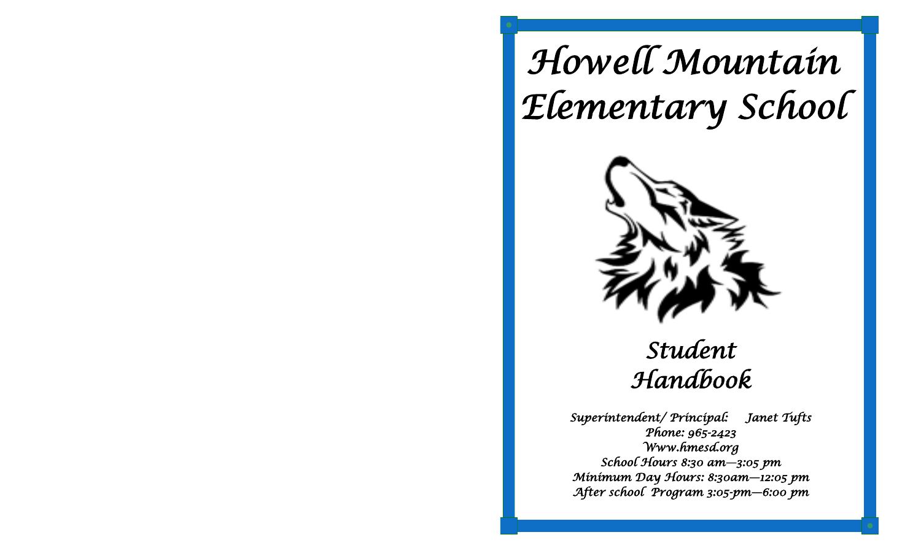# Howell Mountain Elementary School

## Student Handbook

*Superintendent/ Principal: Janet Tufts*
*Phone: 965-2423*
*Www.hmesd.org*
*School Hours 8:30 am—3:05 pm*
*Minimum Day Hours: 8:30am—12:05 pm*
*After school Program 3:05-pm—6:00 pm*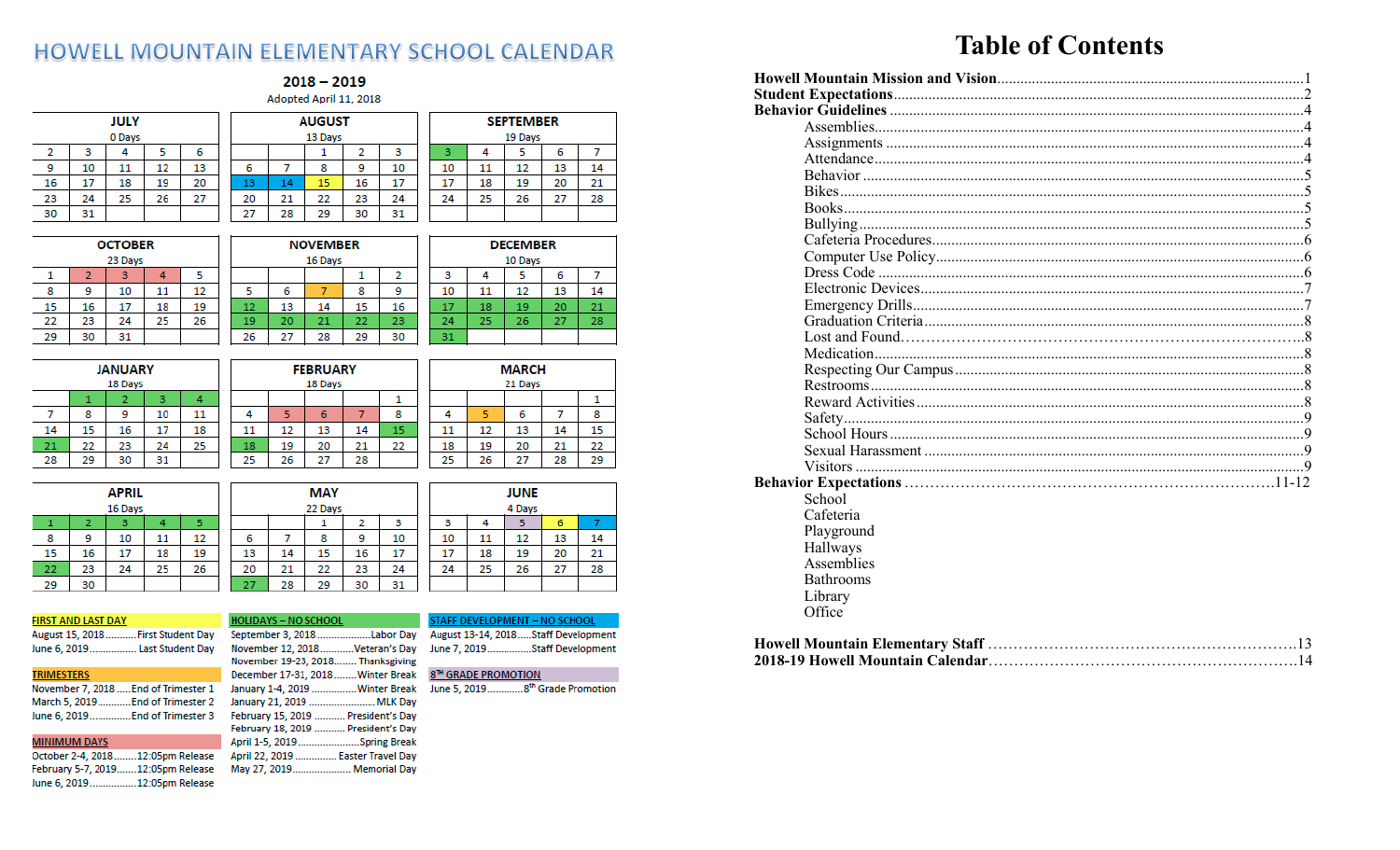# HOWELL MOUNTAIN ELEMENTARY SCHOOL CALENDAR

## 2018 – 2019

Adopted April 11, 2018

**JULY** (0 Days)

| | | | | |
|---|---|---|---|---|
| 2 | 3 | 4 | 5 | 6 |
| 9 | 10 | 11 | 12 | 13 |
| 16 | 17 | 18 | 19 | 20 |
| 23 | 24 | 25 | 26 | 27 |
| 30 | 31 | | | |

**AUGUST** (13 Days)

| | | | | |
|---|---|---|---|---|
| | | 1 | 2 | 3 |
| 6 | 7 | 8 | 9 | 10 |
| 13 | 14 | 15 | 16 | 17 |
| 20 | 21 | 22 | 23 | 24 |
| 27 | 28 | 29 | 30 | 31 |

**SEPTEMBER** (19 Days)

| | | | | |
|---|---|---|---|---|
| 3 | 4 | 5 | 6 | 7 |
| 10 | 11 | 12 | 13 | 14 |
| 17 | 18 | 19 | 20 | 21 |
| 24 | 25 | 26 | 27 | 28 |

**OCTOBER** (23 Days)

| | | | | |
|---|---|---|---|---|
| 1 | 2 | 3 | 4 | 5 |
| 8 | 9 | 10 | 11 | 12 |
| 15 | 16 | 17 | 18 | 19 |
| 22 | 23 | 24 | 25 | 26 |
| 29 | 30 | 31 | | |

**NOVEMBER** (16 Days)

| | | | | |
|---|---|---|---|---|
| | | | 1 | 2 |
| 5 | 6 | 7 | 8 | 9 |
| 12 | 13 | 14 | 15 | 16 |
| 19 | 20 | 21 | 22 | 23 |
| 26 | 27 | 28 | 29 | 30 |

**DECEMBER** (10 Days)

| | | | | |
|---|---|---|---|---|
| 3 | 4 | 5 | 6 | 7 |
| 10 | 11 | 12 | 13 | 14 |
| 17 | 18 | 19 | 20 | 21 |
| 24 | 25 | 26 | 27 | 28 |
| 31 | | | | |

**JANUARY** (18 Days)

| | | | | |
|---|---|---|---|---|
| | 1 | 2 | 3 | 4 |
| 7 | 8 | 9 | 10 | 11 |
| 14 | 15 | 16 | 17 | 18 |
| 21 | 22 | 23 | 24 | 25 |
| 28 | 29 | 30 | 31 | |

**FEBRUARY** (18 Days)

| | | | | |
|---|---|---|---|---|
| | | | | 1 |
| 4 | 5 | 6 | 7 | 8 |
| 11 | 12 | 13 | 14 | 15 |
| 18 | 19 | 20 | 21 | 22 |
| 25 | 26 | 27 | 28 | |

**MARCH** (21 Days)

| | | | | |
|---|---|---|---|---|
| | | | | 1 |
| 4 | 5 | 6 | 7 | 8 |
| 11 | 12 | 13 | 14 | 15 |
| 18 | 19 | 20 | 21 | 22 |
| 25 | 26 | 27 | 28 | 29 |

**APRIL** (16 Days)

| | | | | |
|---|---|---|---|---|
| 1 | 2 | 3 | 4 | 5 |
| 8 | 9 | 10 | 11 | 12 |
| 15 | 16 | 17 | 18 | 19 |
| 22 | 23 | 24 | 25 | 26 |
| 29 | 30 | | | |

**MAY** (22 Days)

| | | | | |
|---|---|---|---|---|
| | | 1 | 2 | 3 |
| 6 | 7 | 8 | 9 | 10 |
| 13 | 14 | 15 | 16 | 17 |
| 20 | 21 | 22 | 23 | 24 |
| 27 | 28 | 29 | 30 | 31 |

**JUNE** (4 Days)

| | | | | |
|---|---|---|---|---|
| 3 | 4 | 5 | 6 | 7 |
| 10 | 11 | 12 | 13 | 14 |
| 17 | 18 | 19 | 20 | 21 |
| 24 | 25 | 26 | 27 | 28 |

**FIRST AND LAST DAY**

August 15, 2018..........First Student Day
June 6, 2019................Last Student Day

**TRIMESTERS**

November 7, 2018.....End of Trimester 1
March 5, 2019...........End of Trimester 2
June 6, 2019..............End of Trimester 3

**MINIMUM DAYS**

October 2-4, 2018........12:05pm Release
February 5-7, 2019.......12:05pm Release
June 6, 2019................12:05pm Release

**HOLIDAYS – NO SCHOOL**

September 3, 2018..................Labor Day
November 12, 2018...........Veteran's Day
November 19-23, 2018........Thanksgiving
December 17-31, 2018........Winter Break
January 1-4, 2019...............Winter Break
January 21, 2019.......................MLK Day
February 15, 2019 ........... President's Day
February 18, 2019 ........... President's Day
April 1-5, 2019......................Spring Break
April 22, 2019 ............... Easter Travel Day
May 27, 2019..................... Memorial Day

**STAFF DEVELOPMENT – NO SCHOOL**

August 13-14, 2018.......Staff Development
June 7, 2019...............Staff Development

**8TH GRADE PROMOTION**

June 5, 2019............8th Grade Promotion

# Table of Contents

**Howell Mountain Mission and Vision**......1
**Student Expectations**......2
**Behavior Guidelines**......4
- Assemblies......4
- Assignments......4
- Attendance......4
- Behavior......5
- Bikes......5
- Books......5
- Bullying......5
- Cafeteria Procedures......6
- Computer Use Policy......6
- Dress Code......6
- Electronic Devices......7
- Emergency Drills......7
- Graduation Criteria......8
- Lost and Found......8
- Medication......8
- Respecting Our Campus......8
- Restrooms......8
- Reward Activities......8
- Safety......9
- School Hours......9
- Sexual Harassment......9
- Visitors......9

**Behavior Expectations**......11-12
- School
- Cafeteria
- Playground
- Hallways
- Assemblies
- Bathrooms
- Library
- Office

**Howell Mountain Elementary Staff**......13
**2018-19 Howell Mountain Calendar**......14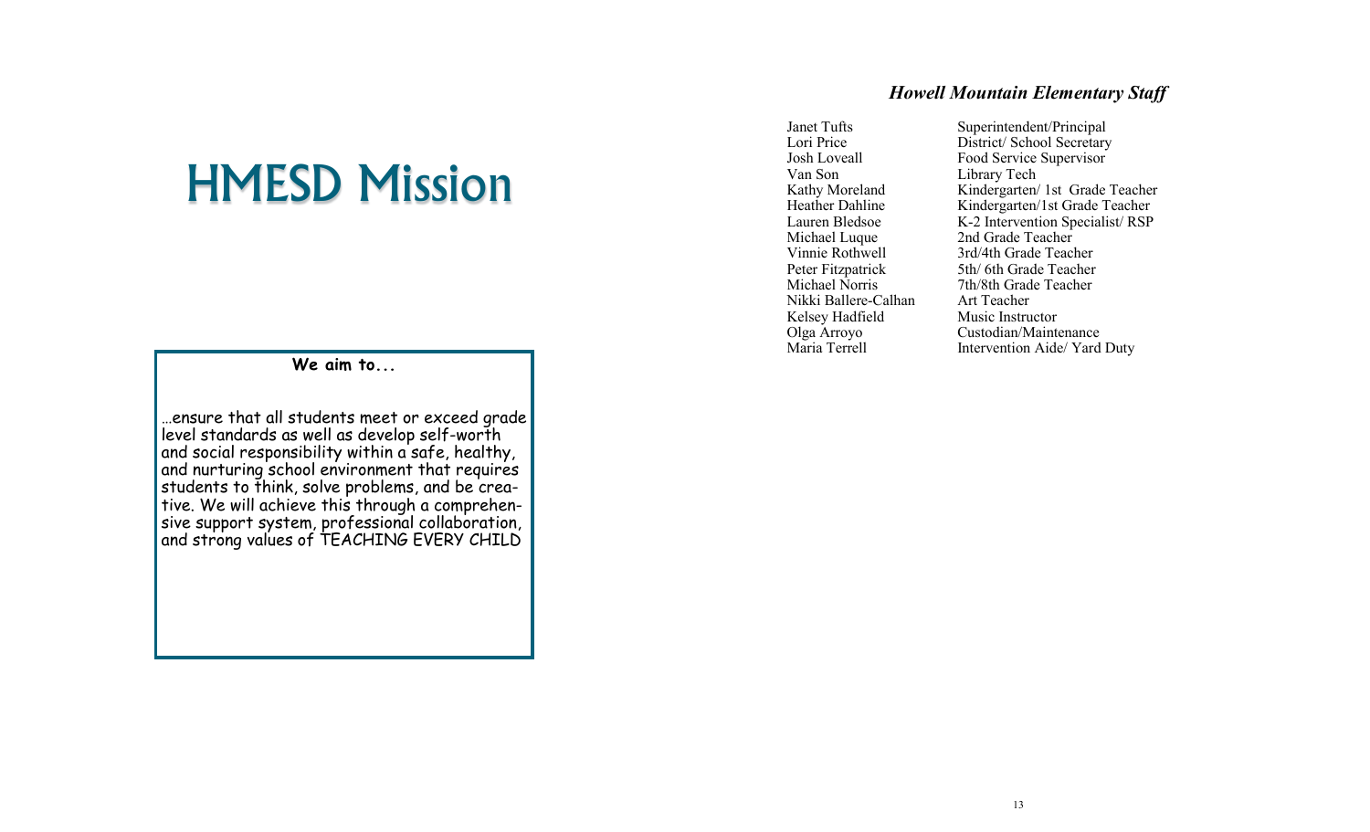# HMESD Mission

**We aim to...**

…ensure that all students meet or exceed grade level standards as well as develop self-worth and social responsibility within a safe, healthy, and nurturing school environment that requires students to think, solve problems, and be creative. We will achieve this through a comprehensive support system, professional collaboration, and strong values of TEACHING EVERY CHILD

## *Howell Mountain Elementary Staff*

| | |
|---|---|
| Janet Tufts | Superintendent/Principal |
| Lori Price | District/ School Secretary |
| Josh Loveall | Food Service Supervisor |
| Van Son | Library Tech |
| Kathy Moreland | Kindergarten/ 1st Grade Teacher |
| Heather Dahline | Kindergarten/1st Grade Teacher |
| Lauren Bledsoe | K-2 Intervention Specialist/ RSP |
| Michael Luque | 2nd Grade Teacher |
| Vinnie Rothwell | 3rd/4th Grade Teacher |
| Peter Fitzpatrick | 5th/ 6th Grade Teacher |
| Michael Norris | 7th/8th Grade Teacher |
| Nikki Ballere-Calhan | Art Teacher |
| Kelsey Hadfield | Music Instructor |
| Olga Arroyo | Custodian/Maintenance |
| Maria Terrell | Intervention Aide/ Yard Duty |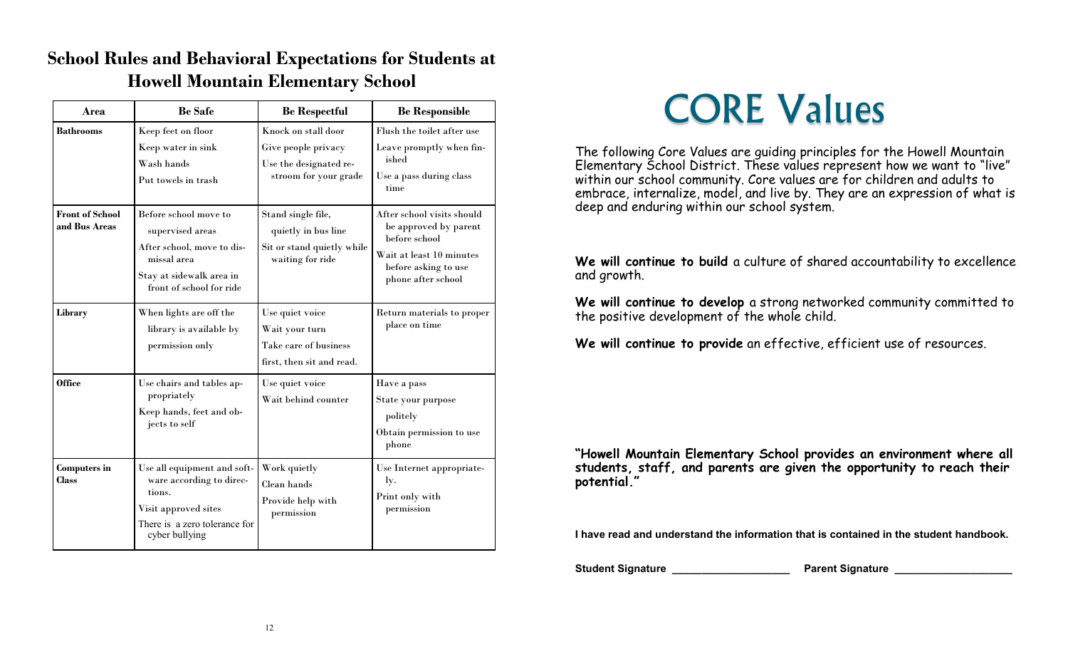## School Rules and Behavioral Expectations for Students at Howell Mountain Elementary School

| Area | Be Safe | Be Respectful | Be Responsible |
|---|---|---|---|
| **Bathrooms** | Keep feet on floor<br>Keep water in sink<br>Wash hands<br>Put towels in trash | Knock on stall door<br>Give people privacy<br>Use the designated restroom for your grade | Flush the toilet after use<br>Leave promptly when finished<br>Use a pass during class time |
| **Front of School and Bus Areas** | Before school move to supervised areas<br>After school, move to dismissal area<br>Stay at sidewalk area in front of school for ride | Stand single file, quietly in bus line<br>Sit or stand quietly while waiting for ride | After school visits should be approved by parent before school<br>Wait at least 10 minutes before asking to use phone after school |
| **Library** | When lights are off the library is available by permission only | Use quiet voice<br>Wait your turn<br>Take care of business first, then sit and read. | Return materials to proper place on time |
| **Office** | Use chairs and tables appropriately<br>Keep hands, feet and objects to self | Use quiet voice<br>Wait behind counter | Have a pass<br>State your purpose politely<br>Obtain permission to use phone |
| **Computers in Class** | Use all equipment and software according to directions.<br>Visit approved sites<br>There is a zero tolerance for cyber bullying | Work quietly<br>Clean hands<br>Provide help with permission | Use Internet appropriately.<br>Print only with permission |

# CORE Values

The following Core Values are guiding principles for the Howell Mountain Elementary School District. These values represent how we want to "live" within our school community. Core values are for children and adults to embrace, internalize, model, and live by. They are an expression of what is deep and enduring within our school system.

**We will continue to build** a culture of shared accountability to excellence and growth.

**We will continue to develop** a strong networked community committed to the positive development of the whole child.

**We will continue to provide** an effective, efficient use of resources.

**"Howell Mountain Elementary School provides an environment where all students, staff, and parents are given the opportunity to reach their potential."**

**I have read and understand the information that is contained in the student handbook.**

**Student Signature** ____________________ **Parent Signature** ____________________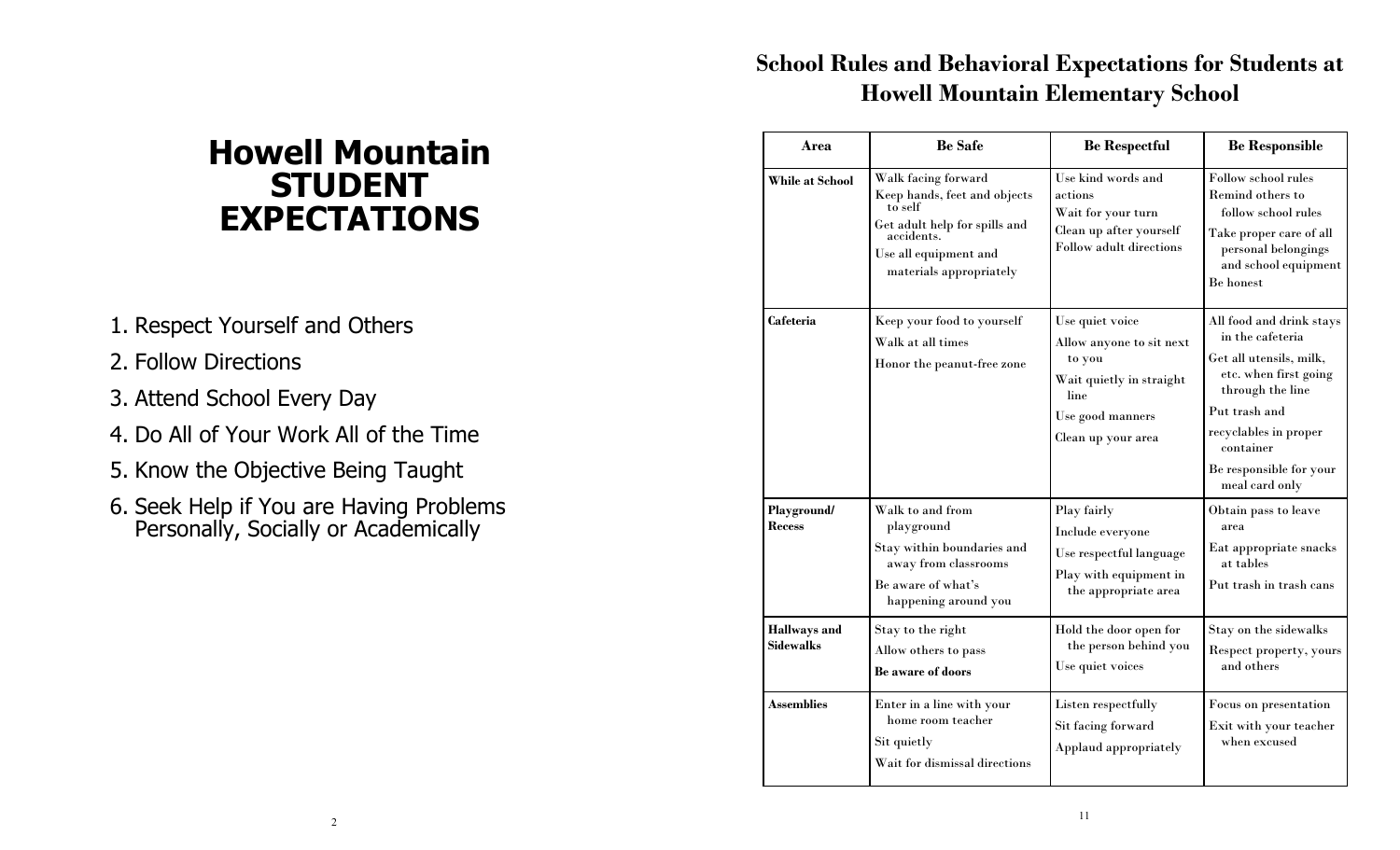# Howell Mountain STUDENT EXPECTATIONS

1. Respect Yourself and Others
2. Follow Directions
3. Attend School Every Day
4. Do All of Your Work All of the Time
5. Know the Objective Being Taught
6. Seek Help if You are Having Problems Personally, Socially or Academically

## School Rules and Behavioral Expectations for Students at Howell Mountain Elementary School

| Area | Be Safe | Be Respectful | Be Responsible |
|---|---|---|---|
| **While at School** | Walk facing forward<br>Keep hands, feet and objects to self<br>Get adult help for spills and accidents.<br>Use all equipment and materials appropriately | Use kind words and actions<br>Wait for your turn<br>Clean up after yourself<br>Follow adult directions | Follow school rules<br>Remind others to follow school rules<br>Take proper care of all personal belongings and school equipment<br>Be honest |
| **Cafeteria** | Keep your food to yourself<br>Walk at all times<br>Honor the peanut-free zone | Use quiet voice<br>Allow anyone to sit next to you<br>Wait quietly in straight line<br>Use good manners<br>Clean up your area | All food and drink stays in the cafeteria<br>Get all utensils, milk, etc. when first going through the line<br>Put trash and<br>recyclables in proper container<br>Be responsible for your meal card only |
| **Playground/ Recess** | Walk to and from playground<br>Stay within boundaries and away from classrooms<br>Be aware of what's happening around you | Play fairly<br>Include everyone<br>Use respectful language<br>Play with equipment in the appropriate area | Obtain pass to leave area<br>Eat appropriate snacks at tables<br>Put trash in trash cans |
| **Hallways and Sidewalks** | Stay to the right<br>Allow others to pass<br>**Be aware of doors** | Hold the door open for the person behind you<br>Use quiet voices | Stay on the sidewalks<br>Respect property, yours and others |
| **Assemblies** | Enter in a line with your home room teacher<br>Sit quietly<br>Wait for dismissal directions | Listen respectfully<br>Sit facing forward<br>Applaud appropriately | Focus on presentation<br>Exit with your teacher when excused |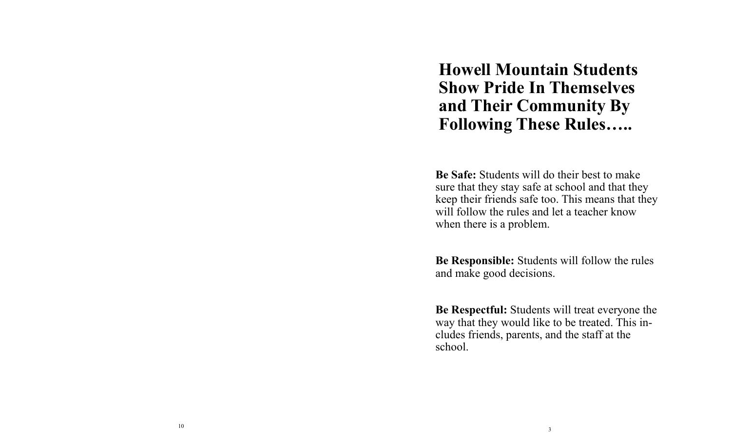# Howell Mountain Students Show Pride In Themselves and Their Community By Following These Rules…..

**Be Safe:** Students will do their best to make sure that they stay safe at school and that they keep their friends safe too. This means that they will follow the rules and let a teacher know when there is a problem.

**Be Responsible:** Students will follow the rules and make good decisions.

**Be Respectful:** Students will treat everyone the way that they would like to be treated. This includes friends, parents, and the staff at the school.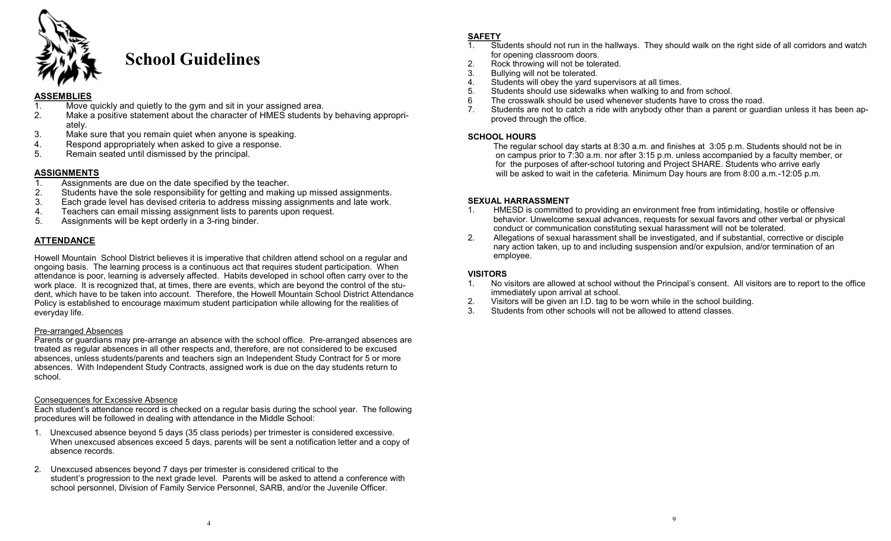# School Guidelines

**ASSEMBLIES**

1. Move quickly and quietly to the gym and sit in your assigned area.
2. Make a positive statement about the character of HMES students by behaving appropriately.
3. Make sure that you remain quiet when anyone is speaking.
4. Respond appropriately when asked to give a response.
5. Remain seated until dismissed by the principal.

**ASSIGNMENTS**

1. Assignments are due on the date specified by the teacher.
2. Students have the sole responsibility for getting and making up missed assignments.
3. Each grade level has devised criteria to address missing assignments and late work.
4. Teachers can email missing assignment lists to parents upon request.
5. Assignments will be kept orderly in a 3-ring binder.

**ATTENDANCE**

Howell Mountain School District believes it is imperative that children attend school on a regular and ongoing basis. The learning process is a continuous act that requires student participation. When attendance is poor, learning is adversely affected. Habits developed in school often carry over to the work place. It is recognized that, at times, there are events, which are beyond the control of the student, which have to be taken into account. Therefore, the Howell Mountain School District Attendance Policy is established to encourage maximum student participation while allowing for the realities of everyday life.

Pre-arranged Absences

Parents or guardians may pre-arrange an absence with the school office. Pre-arranged absences are treated as regular absences in all other respects and, therefore, are not considered to be excused absences, unless students/parents and teachers sign an Independent Study Contract for 5 or more absences. With Independent Study Contracts, assigned work is due on the day students return to school.

Consequences for Excessive Absence

Each student's attendance record is checked on a regular basis during the school year. The following procedures will be followed in dealing with attendance in the Middle School:

1. Unexcused absence beyond 5 days (35 class periods) per trimester is considered excessive. When unexcused absences exceed 5 days, parents will be sent a notification letter and a copy of absence records.
2. Unexcused absences beyond 7 days per trimester is considered critical to the student's progression to the next grade level. Parents will be asked to attend a conference with school personnel, Division of Family Service Personnel, SARB, and/or the Juvenile Officer.

**SAFETY**

1. Students should not run in the hallways. They should walk on the right side of all corridors and watch for opening classroom doors.
2. Rock throwing will not be tolerated.
3. Bullying will not be tolerated.
4. Students will obey the yard supervisors at all times.
5. Students should use sidewalks when walking to and from school.
6. The crosswalk should be used whenever students have to cross the road.
7. Students are not to catch a ride with anybody other than a parent or guardian unless it has been approved through the office.

**SCHOOL HOURS**

The regular school day starts at 8:30 a.m. and finishes at 3:05 p.m. Students should not be in on campus prior to 7:30 a.m. nor after 3:15 p.m. unless accompanied by a faculty member, or for the purposes of after-school tutoring and Project SHARE. Students who arrive early will be asked to wait in the cafeteria. Minimum Day hours are from 8:00 a.m.-12:05 p.m.

**SEXUAL HARRASSMENT**

1. HMESD is committed to providing an environment free from intimidating, hostile or offensive behavior. Unwelcome sexual advances, requests for sexual favors and other verbal or physical conduct or communication constituting sexual harassment will not be tolerated.
2. Allegations of sexual harassment shall be investigated, and if substantial, corrective or disciplenary action taken, up to and including suspension and/or expulsion, and/or termination of an employee.

**VISITORS**

1. No visitors are allowed at school without the Principal's consent. All visitors are to report to the office immediately upon arrival at school.
2. Visitors will be given an I.D. tag to be worn while in the school building.
3. Students from other schools will not be allowed to attend classes.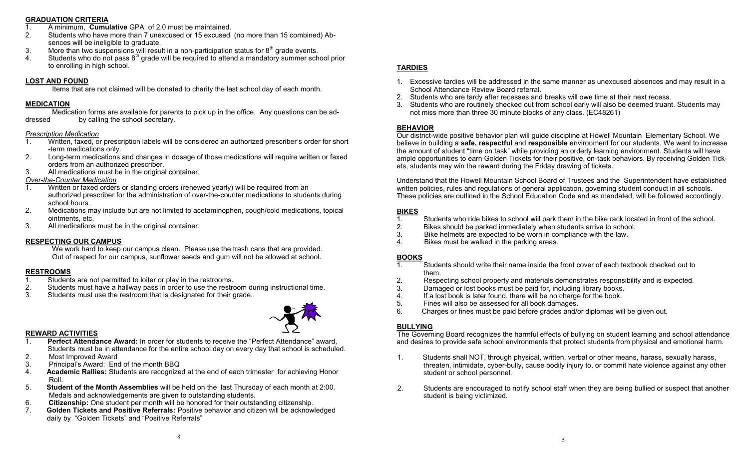## GRADUATION CRITERIA

1. A minimum, **Cumulative** GPA of 2.0 must be maintained.
2. Students who have more than 7 unexcused or 15 excused (no more than 15 combined) Absences will be ineligible to graduate.
3. More than two suspensions will result in a non-participation status for 8th grade events.
4. Students who do not pass 8th grade will be required to attend a mandatory summer school prior to enrolling in high school.

## LOST AND FOUND

Items that are not claimed will be donated to charity the last school day of each month.

## MEDICATION

Medication forms are available for parents to pick up in the office. Any questions can be addressed by calling the school secretary.

*Prescription Medication*

1. Written, faxed, or prescription labels will be considered an authorized prescriber's order for short-term medications only.
2. Long-term medications and changes in dosage of those medications will require written or faxed orders from an authorized prescriber.
3. All medications must be in the original container.

*Over-the-Counter Medication*

1. Written or faxed orders or standing orders (renewed yearly) will be required from an authorized prescriber for the administration of over-the-counter medications to students during school hours.
2. Medications may include but are not limited to acetaminophen, cough/cold medications, topical ointments, etc.
3. All medications must be in the original container.

## RESPECTING OUR CAMPUS

We work hard to keep our campus clean. Please use the trash cans that are provided. Out of respect for our campus, sunflower seeds and gum will not be allowed at school.

## RESTROOMS

1. Students are not permitted to loiter or play in the restrooms.
2. Students must have a hallway pass in order to use the restroom during instructional time.
3. Students must use the restroom that is designated for their grade.

## REWARD ACTIVITIES

1. **Perfect Attendance Award:** In order for students to receive the "Perfect Attendance" award, Students must be in attendance for the entire school day on every day that school is scheduled.
2. Most Improved Award
3. Principal's Award: End of the month BBQ
4. **Academic Rallies:** Students are recognized at the end of each trimester for achieving Honor Roll.
5. **Student of the Month Assemblies** will be held on the last Thursday of each month at 2:00. Medals and acknowledgements are given to outstanding students.
6. **Citizenship:** One student per month will be honored for their outstanding citizenship.
7. **Golden Tickets and Positive Referrals:** Positive behavior and citizen will be acknowledged daily by "Golden Tickets" and "Positive Referrals"

## TARDIES

1. Excessive tardies will be addressed in the same manner as unexcused absences and may result in a School Attendance Review Board referral.
2. Students who are tardy after recesses and breaks will owe time at their next recess.
3. Students who are routinely checked out from school early will also be deemed truant. Students may not miss more than three 30 minute blocks of any class. (EC48261)

## BEHAVIOR

Our district-wide positive behavior plan will guide discipline at Howell Mountain Elementary School. We believe in building a **safe, respectful** and **responsible** environment for our students. We want to increase the amount of student "time on task" while providing an orderly learning environment. Students will have ample opportunities to earn Golden Tickets for their positive, on-task behaviors. By receiving Golden Tickets, students may win the reward during the Friday drawing of tickets.

Understand that the Howell Mountain School Board of Trustees and the Superintendent have established written policies, rules and regulations of general application, governing student conduct in all schools. These policies are outlined in the School Education Code and as mandated, will be followed accordingly.

## BIKES

1. Students who ride bikes to school will park them in the bike rack located in front of the school.
2. Bikes should be parked immediately when students arrive to school.
3. Bike helmets are expected to be worn in compliance with the law.
4. Bikes must be walked in the parking areas.

## BOOKS

1. Students should write their name inside the front cover of each textbook checked out to them.
2. Respecting school property and materials demonstrates responsibility and is expected.
3. Damaged or lost books must be paid for, including library books.
4. If a lost book is later found, there will be no charge for the book.
5. Fines will also be assessed for all book damages.
6. Charges or fines must be paid before grades and/or diplomas will be given out.

## BULLYING

The Governing Board recognizes the harmful effects of bullying on student learning and school attendance and desires to provide safe school environments that protect students from physical and emotional harm.

1. Students shall NOT, through physical, written, verbal or other means, harass, sexually harass, threaten, intimidate, cyber-bully, cause bodily injury to, or commit hate violence against any other student or school personnel.
2. Students are encouraged to notify school staff when they are being bullied or suspect that another student is being victimized.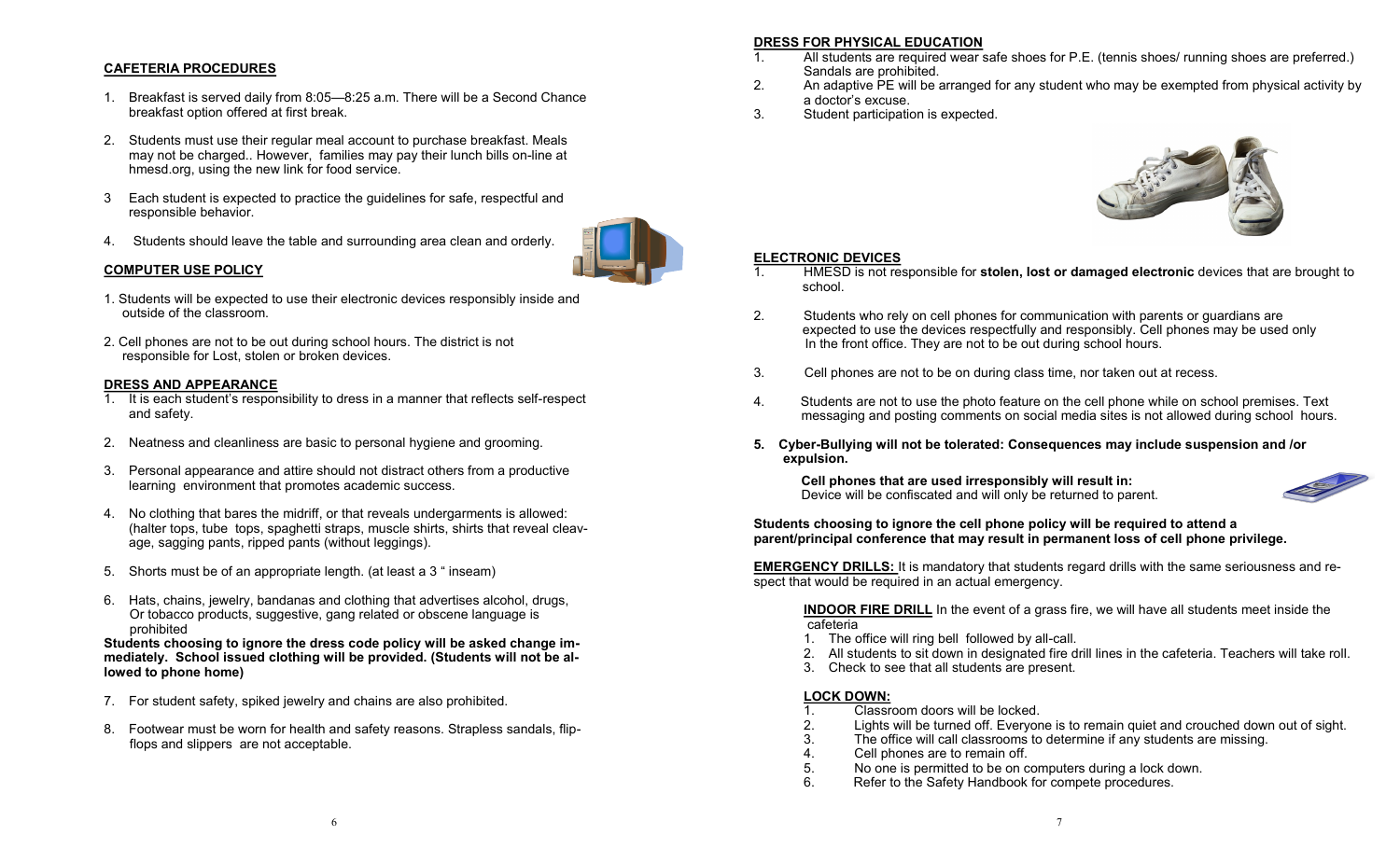## CAFETERIA PROCEDURES

1. Breakfast is served daily from 8:05—8:25 a.m. There will be a Second Chance breakfast option offered at first break.

2. Students must use their regular meal account to purchase breakfast. Meals may not be charged.. However, families may pay their lunch bills on-line at hmesd.org, using the new link for food service.

3 Each student is expected to practice the guidelines for safe, respectful and responsible behavior.

4. Students should leave the table and surrounding area clean and orderly.

## COMPUTER USE POLICY

1. Students will be expected to use their electronic devices responsibly inside and outside of the classroom.

2. Cell phones are not to be out during school hours. The district is not responsible for Lost, stolen or broken devices.

## DRESS AND APPEARANCE

1. It is each student's responsibility to dress in a manner that reflects self-respect and safety.

2. Neatness and cleanliness are basic to personal hygiene and grooming.

3. Personal appearance and attire should not distract others from a productive learning environment that promotes academic success.

4. No clothing that bares the midriff, or that reveals undergarments is allowed: (halter tops, tube tops, spaghetti straps, muscle shirts, shirts that reveal cleavage, sagging pants, ripped pants (without leggings).

5. Shorts must be of an appropriate length. (at least a 3 " inseam)

6. Hats, chains, jewelry, bandanas and clothing that advertises alcohol, drugs, Or tobacco products, suggestive, gang related or obscene language is prohibited

**Students choosing to ignore the dress code policy will be asked change immediately. School issued clothing will be provided. (Students will not be allowed to phone home)**

7. For student safety, spiked jewelry and chains are also prohibited.

8. Footwear must be worn for health and safety reasons. Strapless sandals, flip-flops and slippers are not acceptable.

## DRESS FOR PHYSICAL EDUCATION

1. All students are required wear safe shoes for P.E. (tennis shoes/ running shoes are preferred.) Sandals are prohibited.
2. An adaptive PE will be arranged for any student who may be exempted from physical activity by a doctor's excuse.
3. Student participation is expected.

## ELECTRONIC DEVICES

1. HMESD is not responsible for **stolen, lost or damaged electronic** devices that are brought to school.

2. Students who rely on cell phones for communication with parents or guardians are expected to use the devices respectfully and responsibly. Cell phones may be used only In the front office. They are not to be out during school hours.

3. Cell phones are not to be on during class time, nor taken out at recess.

4. Students are not to use the photo feature on the cell phone while on school premises. Text messaging and posting comments on social media sites is not allowed during school hours.

5. **Cyber-Bullying will not be tolerated: Consequences may include suspension and /or expulsion.**

**Cell phones that are used irresponsibly will result in:**
Device will be confiscated and will only be returned to parent.

**Students choosing to ignore the cell phone policy will be required to attend a parent/principal conference that may result in permanent loss of cell phone privilege.**

**EMERGENCY DRILLS:** It is mandatory that students regard drills with the same seriousness and respect that would be required in an actual emergency.

**INDOOR FIRE DRILL** In the event of a grass fire, we will have all students meet inside the cafeteria

1. The office will ring bell followed by all-call.
2. All students to sit down in designated fire drill lines in the cafeteria. Teachers will take roll.
3. Check to see that all students are present.

**LOCK DOWN:**

1. Classroom doors will be locked.
2. Lights will be turned off. Everyone is to remain quiet and crouched down out of sight.
3. The office will call classrooms to determine if any students are missing.
4. Cell phones are to remain off.
5. No one is permitted to be on computers during a lock down.
6. Refer to the Safety Handbook for compete procedures.